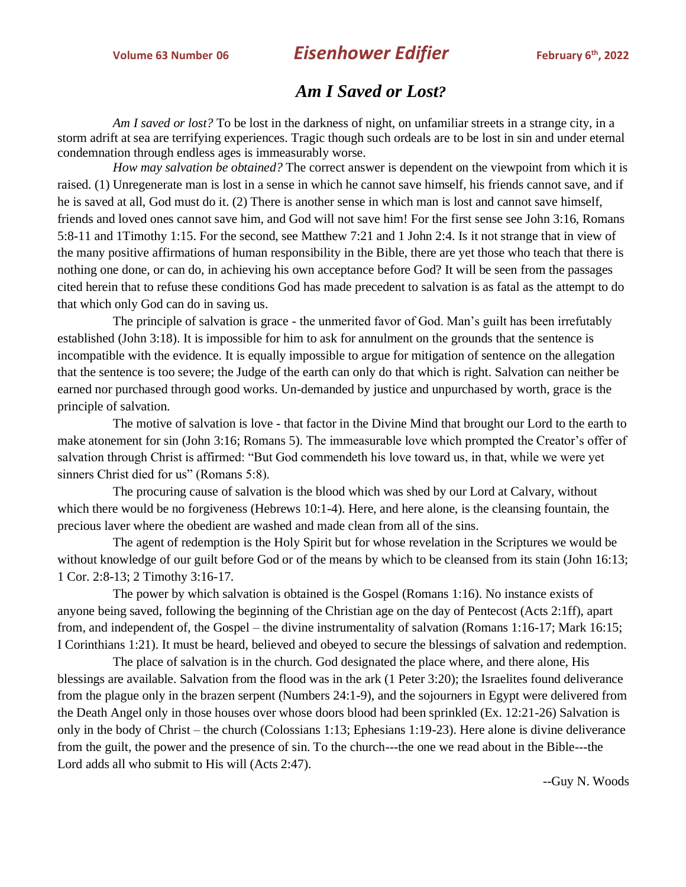# *Am I Saved or Lost?*

*Am I saved or lost?* To be lost in the darkness of night, on unfamiliar streets in a strange city, in a storm adrift at sea are terrifying experiences. Tragic though such ordeals are to be lost in sin and under eternal condemnation through endless ages is immeasurably worse.

*How may salvation be obtained?* The correct answer is dependent on the viewpoint from which it is raised. (1) Unregenerate man is lost in a sense in which he cannot save himself, his friends cannot save, and if he is saved at all, God must do it. (2) There is another sense in which man is lost and cannot save himself, friends and loved ones cannot save him, and God will not save him! For the first sense see John 3:16, Romans 5:8-11 and 1Timothy 1:15. For the second, see Matthew 7:21 and 1 John 2:4. Is it not strange that in view of the many positive affirmations of human responsibility in the Bible, there are yet those who teach that there is nothing one done, or can do, in achieving his own acceptance before God? It will be seen from the passages cited herein that to refuse these conditions God has made precedent to salvation is as fatal as the attempt to do that which only God can do in saving us.

The principle of salvation is grace - the unmerited favor of God. Man's guilt has been irrefutably established (John 3:18). It is impossible for him to ask for annulment on the grounds that the sentence is incompatible with the evidence. It is equally impossible to argue for mitigation of sentence on the allegation that the sentence is too severe; the Judge of the earth can only do that which is right. Salvation can neither be earned nor purchased through good works. Un-demanded by justice and unpurchased by worth, grace is the principle of salvation.

The motive of salvation is love - that factor in the Divine Mind that brought our Lord to the earth to make atonement for sin (John 3:16; Romans 5). The immeasurable love which prompted the Creator's offer of salvation through Christ is affirmed: "But God commendeth his love toward us, in that, while we were yet sinners Christ died for us" (Romans 5:8).

The procuring cause of salvation is the blood which was shed by our Lord at Calvary, without which there would be no forgiveness (Hebrews 10:1-4). Here, and here alone, is the cleansing fountain, the precious laver where the obedient are washed and made clean from all of the sins.

The agent of redemption is the Holy Spirit but for whose revelation in the Scriptures we would be without knowledge of our guilt before God or of the means by which to be cleansed from its stain (John 16:13; 1 Cor. 2:8-13; 2 Timothy 3:16-17.

The power by which salvation is obtained is the Gospel (Romans 1:16). No instance exists of anyone being saved, following the beginning of the Christian age on the day of Pentecost (Acts 2:1ff), apart from, and independent of, the Gospel – the divine instrumentality of salvation (Romans 1:16-17; Mark 16:15; I Corinthians 1:21). It must be heard, believed and obeyed to secure the blessings of salvation and redemption.

The place of salvation is in the church. God designated the place where, and there alone, His blessings are available. Salvation from the flood was in the ark (1 Peter 3:20); the Israelites found deliverance from the plague only in the brazen serpent (Numbers 24:1-9), and the sojourners in Egypt were delivered from the Death Angel only in those houses over whose doors blood had been sprinkled (Ex. 12:21-26) Salvation is only in the body of Christ – the church (Colossians 1:13; Ephesians 1:19-23). Here alone is divine deliverance from the guilt, the power and the presence of sin. To the church---the one we read about in the Bible---the Lord adds all who submit to His will (Acts 2:47).

--Guy N. Woods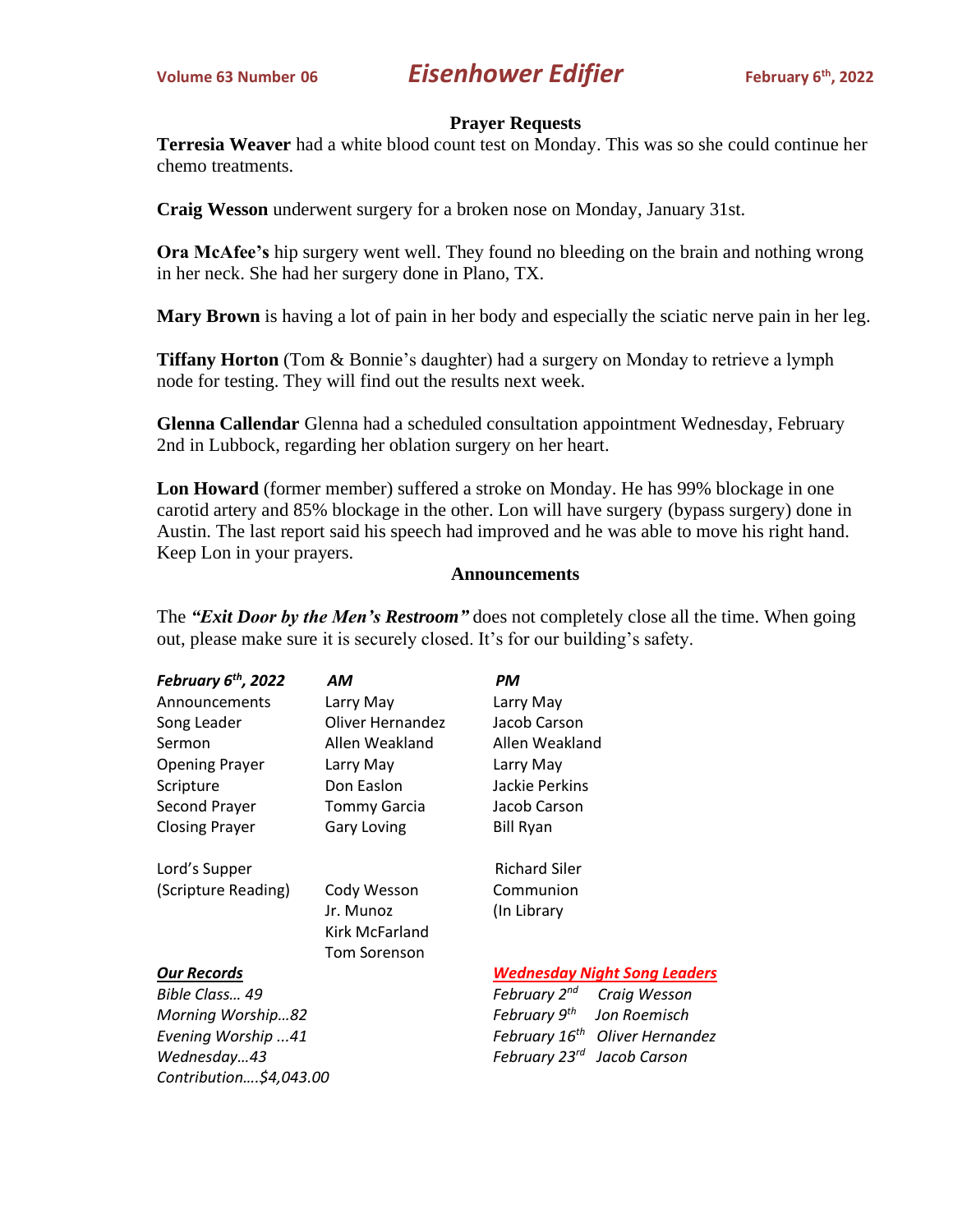## Prayer Requests

**Terresia Weaver** had a white blood count test on Monday. This was so she could continue her chemo treatments.

**Craig Wesson** underwent surgery for a broken nose on Monday, January 31st.

**Ora McAfee's** hip surgery went well. They found no bleeding on the brain and nothing wrong in her neck. She had her surgery done in Plano, TX.

**Mary Brown** is having a lot of pain in her body and especially the sciatic nerve pain in her leg.

**Tiffany Horton** (Tom & Bonnie's daughter) had a surgery on Monday to retrieve a lymph node for testing. They will find out the results next week.

**Glenna Callendar** Glenna had a scheduled consultation appointment Wednesday, February 2nd in Lubbock, regarding her oblation surgery on her heart.

**Lon Howard** (former member) suffered a stroke on Monday. He has 99% blockage in one carotid artery and 85% blockage in the other. Lon will have surgery (bypass surgery) done in Austin. The last report said his speech had improved and he was able to move his right hand. Keep Lon in your prayers.

## Announcements

The ***"Exit Door by the Men's Restroom"*** does not completely close all the time. When going out, please make sure it is securely closed. It's for our building's safety.

| ***February 6th, 2022*** | ***AM*** | ***PM*** |
|---|---|---|
| Announcements | Larry May | Larry May |
| Song Leader | Oliver Hernandez | Jacob Carson |
| Sermon | Allen Weakland | Allen Weakland |
| Opening Prayer | Larry May | Larry May |
| Scripture | Don Easlon | Jackie Perkins |
| Second Prayer | Tommy Garcia | Jacob Carson |
| Closing Prayer | Gary Loving | Bill Ryan |
| Lord's Supper | | Richard Siler |
| (Scripture Reading) | Cody Wesson | Communion |
| | Jr. Munoz | (In Library |
| | Kirk McFarland | |
| | Tom Sorenson | |

***Our Records***

*Bible Class… 49*
*Morning Worship…82*
*Evening Worship ...41*
*Wednesday…43*
*Contribution….$4,043.00*

***Wednesday Night Song Leaders***

*February 2nd Craig Wesson*
*February 9th Jon Roemisch*
*February 16th Oliver Hernandez*
*February 23rd Jacob Carson*